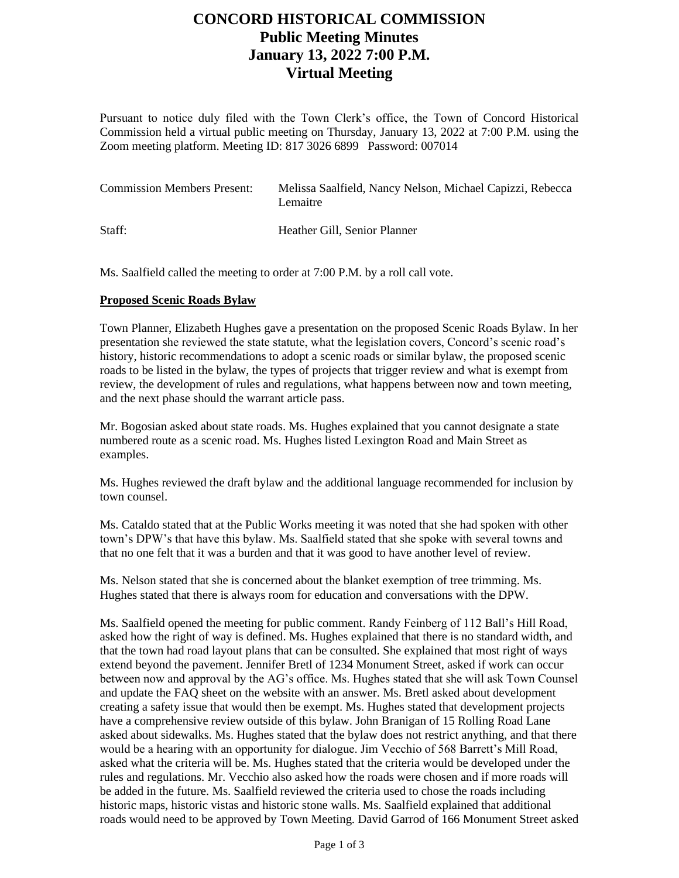# CONCORD HISTORICAL COMMISSION
## Public Meeting Minutes
## January 13, 2022 7:00 P.M.
## Virtual Meeting

Pursuant to notice duly filed with the Town Clerk's office, the Town of Concord Historical Commission held a virtual public meeting on Thursday, January 13, 2022 at 7:00 P.M. using the Zoom meeting platform. Meeting ID: 817 3026 6899 Password: 007014

| | |
|---|---|
| Commission Members Present: | Melissa Saalfield, Nancy Nelson, Michael Capizzi, Rebecca Lemaitre |
| Staff: | Heather Gill, Senior Planner |

Ms. Saalfield called the meeting to order at 7:00 P.M. by a roll call vote.

**Proposed Scenic Roads Bylaw**

Town Planner, Elizabeth Hughes gave a presentation on the proposed Scenic Roads Bylaw. In her presentation she reviewed the state statute, what the legislation covers, Concord's scenic road's history, historic recommendations to adopt a scenic roads or similar bylaw, the proposed scenic roads to be listed in the bylaw, the types of projects that trigger review and what is exempt from review, the development of rules and regulations, what happens between now and town meeting, and the next phase should the warrant article pass.

Mr. Bogosian asked about state roads. Ms. Hughes explained that you cannot designate a state numbered route as a scenic road. Ms. Hughes listed Lexington Road and Main Street as examples.

Ms. Hughes reviewed the draft bylaw and the additional language recommended for inclusion by town counsel.

Ms. Cataldo stated that at the Public Works meeting it was noted that she had spoken with other town's DPW's that have this bylaw. Ms. Saalfield stated that she spoke with several towns and that no one felt that it was a burden and that it was good to have another level of review.

Ms. Nelson stated that she is concerned about the blanket exemption of tree trimming. Ms. Hughes stated that there is always room for education and conversations with the DPW.

Ms. Saalfield opened the meeting for public comment. Randy Feinberg of 112 Ball's Hill Road, asked how the right of way is defined. Ms. Hughes explained that there is no standard width, and that the town had road layout plans that can be consulted. She explained that most right of ways extend beyond the pavement. Jennifer Bretl of 1234 Monument Street, asked if work can occur between now and approval by the AG's office. Ms. Hughes stated that she will ask Town Counsel and update the FAQ sheet on the website with an answer. Ms. Bretl asked about development creating a safety issue that would then be exempt. Ms. Hughes stated that development projects have a comprehensive review outside of this bylaw. John Branigan of 15 Rolling Road Lane asked about sidewalks. Ms. Hughes stated that the bylaw does not restrict anything, and that there would be a hearing with an opportunity for dialogue. Jim Vecchio of 568 Barrett's Mill Road, asked what the criteria will be. Ms. Hughes stated that the criteria would be developed under the rules and regulations. Mr. Vecchio also asked how the roads were chosen and if more roads will be added in the future. Ms. Saalfield reviewed the criteria used to chose the roads including historic maps, historic vistas and historic stone walls. Ms. Saalfield explained that additional roads would need to be approved by Town Meeting. David Garrod of 166 Monument Street asked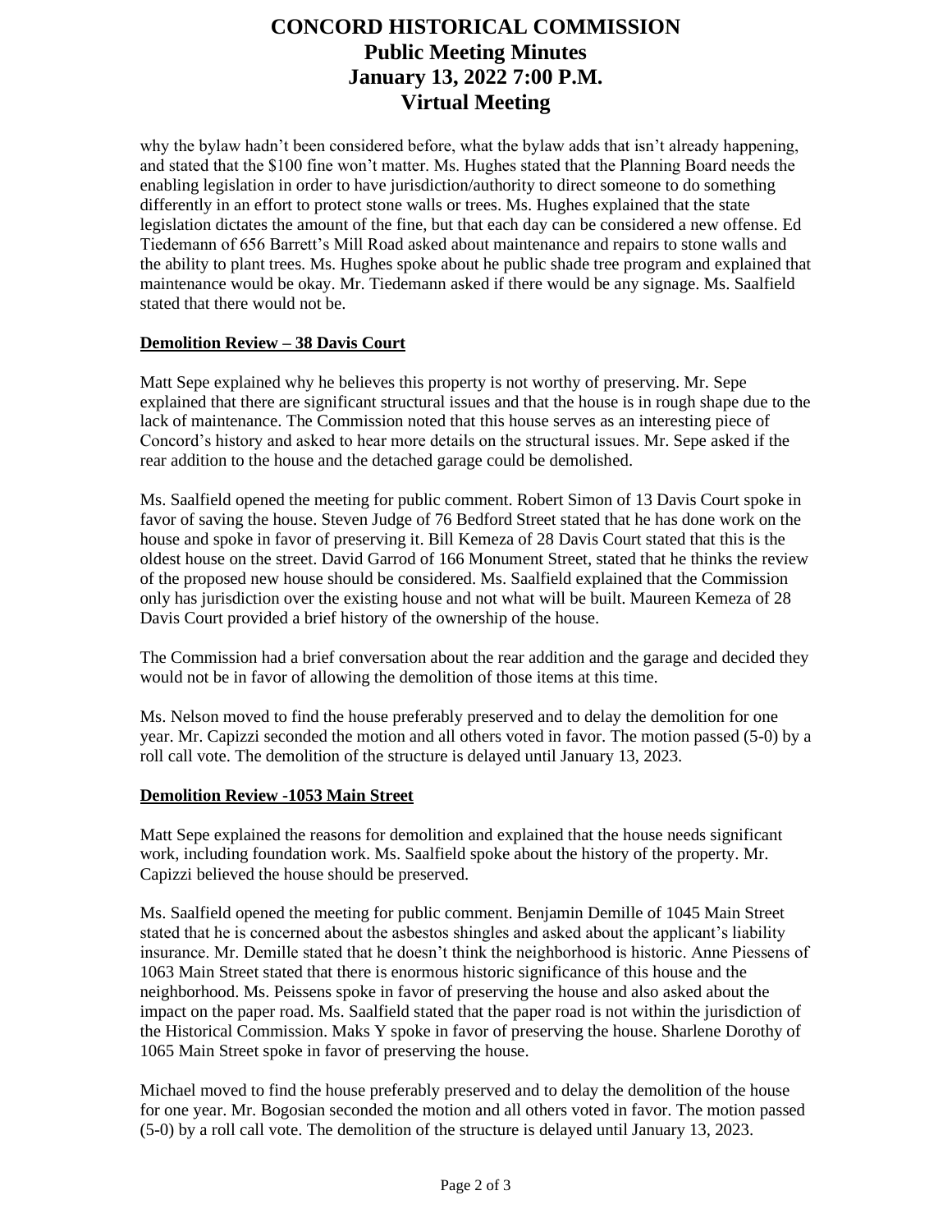why the bylaw hadn't been considered before, what the bylaw adds that isn't already happening, and stated that the $100 fine won't matter. Ms. Hughes stated that the Planning Board needs the enabling legislation in order to have jurisdiction/authority to direct someone to do something differently in an effort to protect stone walls or trees. Ms. Hughes explained that the state legislation dictates the amount of the fine, but that each day can be considered a new offense. Ed Tiedemann of 656 Barrett's Mill Road asked about maintenance and repairs to stone walls and the ability to plant trees. Ms. Hughes spoke about he public shade tree program and explained that maintenance would be okay. Mr. Tiedemann asked if there would be any signage. Ms. Saalfield stated that there would not be.

**Demolition Review – 38 Davis Court**

Matt Sepe explained why he believes this property is not worthy of preserving. Mr. Sepe explained that there are significant structural issues and that the house is in rough shape due to the lack of maintenance. The Commission noted that this house serves as an interesting piece of Concord's history and asked to hear more details on the structural issues. Mr. Sepe asked if the rear addition to the house and the detached garage could be demolished.

Ms. Saalfield opened the meeting for public comment. Robert Simon of 13 Davis Court spoke in favor of saving the house. Steven Judge of 76 Bedford Street stated that he has done work on the house and spoke in favor of preserving it. Bill Kemeza of 28 Davis Court stated that this is the oldest house on the street. David Garrod of 166 Monument Street, stated that he thinks the review of the proposed new house should be considered. Ms. Saalfield explained that the Commission only has jurisdiction over the existing house and not what will be built. Maureen Kemeza of 28 Davis Court provided a brief history of the ownership of the house.

The Commission had a brief conversation about the rear addition and the garage and decided they would not be in favor of allowing the demolition of those items at this time.

Ms. Nelson moved to find the house preferably preserved and to delay the demolition for one year. Mr. Capizzi seconded the motion and all others voted in favor. The motion passed (5-0) by a roll call vote. The demolition of the structure is delayed until January 13, 2023.

**Demolition Review -1053 Main Street**

Matt Sepe explained the reasons for demolition and explained that the house needs significant work, including foundation work. Ms. Saalfield spoke about the history of the property. Mr. Capizzi believed the house should be preserved.

Ms. Saalfield opened the meeting for public comment. Benjamin Demille of 1045 Main Street stated that he is concerned about the asbestos shingles and asked about the applicant's liability insurance. Mr. Demille stated that he doesn't think the neighborhood is historic. Anne Piessens of 1063 Main Street stated that there is enormous historic significance of this house and the neighborhood. Ms. Peissens spoke in favor of preserving the house and also asked about the impact on the paper road. Ms. Saalfield stated that the paper road is not within the jurisdiction of the Historical Commission. Maks Y spoke in favor of preserving the house. Sharlene Dorothy of 1065 Main Street spoke in favor of preserving the house.

Michael moved to find the house preferably preserved and to delay the demolition of the house for one year. Mr. Bogosian seconded the motion and all others voted in favor. The motion passed (5-0) by a roll call vote. The demolition of the structure is delayed until January 13, 2023.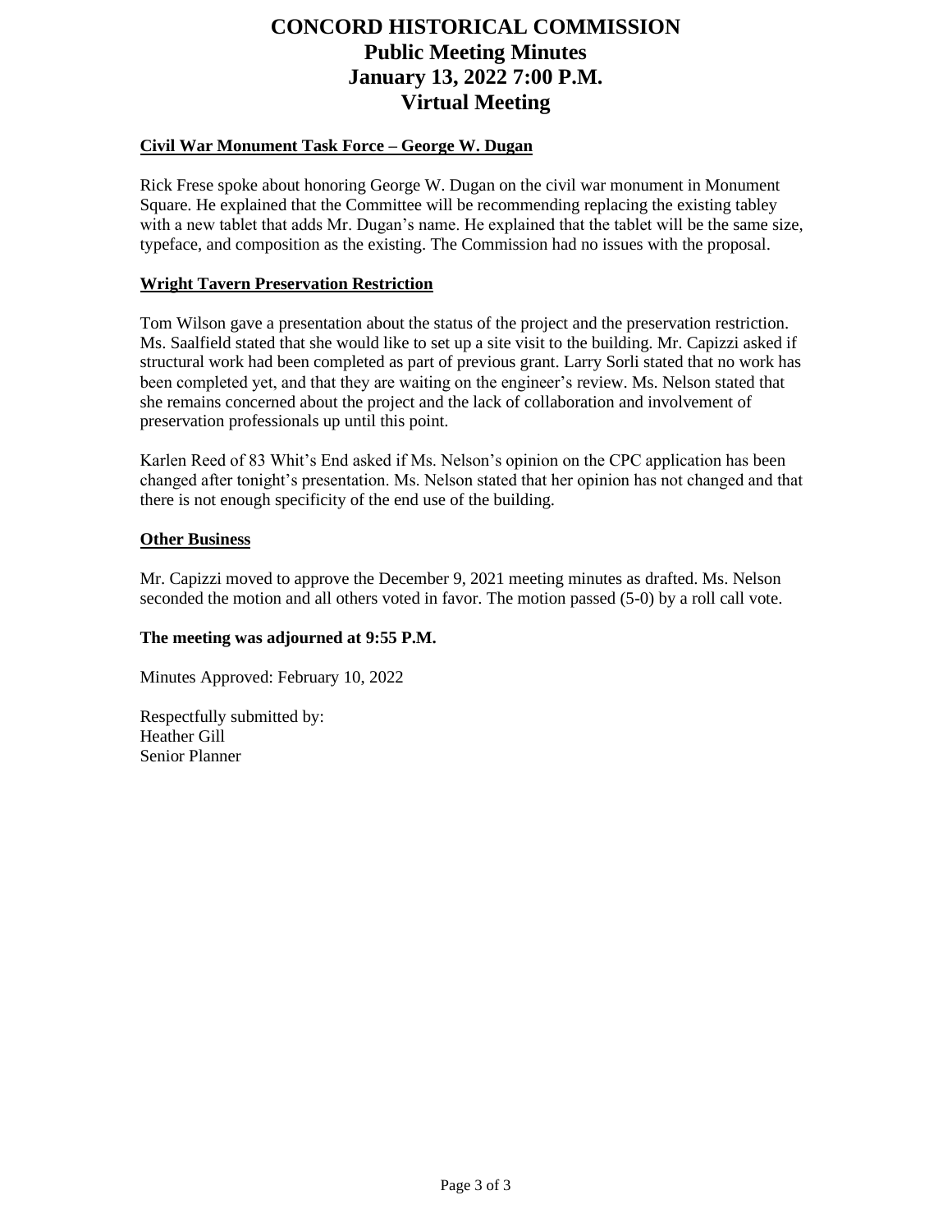# CONCORD HISTORICAL COMMISSION
## Public Meeting Minutes
## January 13, 2022 7:00 P.M.
## Virtual Meeting

**Civil War Monument Task Force – George W. Dugan**

Rick Frese spoke about honoring George W. Dugan on the civil war monument in Monument Square. He explained that the Committee will be recommending replacing the existing tabley with a new tablet that adds Mr. Dugan's name. He explained that the tablet will be the same size, typeface, and composition as the existing. The Commission had no issues with the proposal.

**Wright Tavern Preservation Restriction**

Tom Wilson gave a presentation about the status of the project and the preservation restriction. Ms. Saalfield stated that she would like to set up a site visit to the building. Mr. Capizzi asked if structural work had been completed as part of previous grant. Larry Sorli stated that no work has been completed yet, and that they are waiting on the engineer's review. Ms. Nelson stated that she remains concerned about the project and the lack of collaboration and involvement of preservation professionals up until this point.

Karlen Reed of 83 Whit's End asked if Ms. Nelson's opinion on the CPC application has been changed after tonight's presentation. Ms. Nelson stated that her opinion has not changed and that there is not enough specificity of the end use of the building.

**Other Business**

Mr. Capizzi moved to approve the December 9, 2021 meeting minutes as drafted. Ms. Nelson seconded the motion and all others voted in favor. The motion passed (5-0) by a roll call vote.

**The meeting was adjourned at 9:55 P.M.**

Minutes Approved: February 10, 2022

Respectfully submitted by:
Heather Gill
Senior Planner